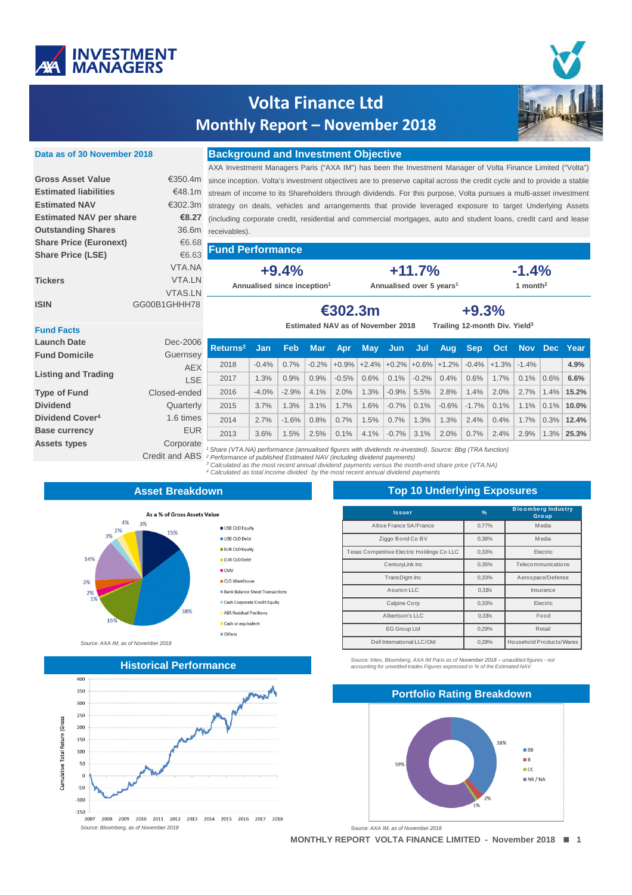# Volta Finance Ltd

## Monthly Report – November 2018

**Data as of 30 November 2018**

| | |
|---|---|
| **Gross Asset Value** | €350.4m |
| **Estimated liabilities** | €48.1m |
| **Estimated NAV** | €302.3m |
| **Estimated NAV per share** | **€8.27** |
| **Outstanding Shares** | 36.6m |
| **Share Price (Euronext)** | €6.68 |
| **Share Price (LSE)** | €6.63 |
| **Tickers** | VTA.NA<br>VTA.LN<br>VTAS.LN |
| **ISIN** | GG00B1GHHH78 |

**Fund Facts**

| | |
|---|---|
| **Launch Date** | Dec-2006 |
| **Fund Domicile** | Guernsey |
| **Listing and Trading** | AEX<br>LSE |
| **Type of Fund** | Closed-ended |
| **Dividend** | Quarterly |
| **Dividend Cover[4]** | 1.6 times |
| **Base currency** | EUR |
| **Assets types** | Corporate Credit and ABS |

## Background and Investment Objective

AXA Investment Managers Paris ("AXA IM") has been the Investment Manager of Volta Finance Limited ("Volta") since inception. Volta's investment objectives are to preserve capital across the credit cycle and to provide a stable stream of income to its Shareholders through dividends. For this purpose, Volta pursues a multi-asset investment strategy on deals, vehicles and arrangements that provide leveraged exposure to target Underlying Assets (including corporate credit, residential and commercial mortgages, auto and student loans, credit card and lease receivables).

## Fund Performance

**+9.4%** Annualised since inception[1]

**+11.7%** Annualised over 5 years[1]

**-1.4%** 1 month[2]

**€302.3m** Estimated NAV as of November 2018

**+9.3%** Trailing 12-month Div. Yield[3]

| Returns[2] | Jan | Feb | Mar | Apr | May | Jun | Jul | Aug | Sep | Oct | Nov | Dec | Year |
|---|---|---|---|---|---|---|---|---|---|---|---|---|---|
| 2018 | -0.4% | 0.7% | -0.2% | +0.9% | +2.4% | +0.2% | +0.6% | +1.2% | -0.4% | +1.3% | -1.4% | | **4.9%** |
| 2017 | 1.3% | 0.9% | 0.9% | -0.5% | 0.6% | 0.1% | -0.2% | 0.4% | 0.6% | 1.7% | 0.1% | 0.6% | **6.6%** |
| 2016 | -4.0% | -2.9% | 4.1% | 2.0% | 1.3% | -0.9% | 5.5% | 2.8% | 1.4% | 2.0% | 2.7% | 1.4% | **15.2%** |
| 2015 | 3.7% | 1.3% | 3.1% | 1.7% | 1.6% | -0.7% | 0.1% | -0.6% | -1.7% | 0.1% | 1.1% | 0.1% | **10.0%** |
| 2014 | 2.7% | -1.6% | 0.8% | 0.7% | 1.5% | 0.7% | 1.3% | 1.3% | 2.4% | 0.4% | 1.7% | 0.3% | **12.4%** |
| 2013 | 3.6% | 1.5% | 2.5% | 0.1% | 4.1% | -0.7% | 3.1% | 2.0% | 0.7% | 2.4% | 2.9% | 1.3% | **25.3%** |

*[1] Share (VTA.NA) performance (annualised figures with dividends re-invested). Source: Bbg (TRA function)*
*[2] Performance of published Estimated NAV (including dividend payments)*
*[3] Calculated as the most recent annual dividend payments versus the month-end share price (VTA.NA)*
*[4] Calculated as total income divided by the most recent annual dividend payments*

## Asset Breakdown

As a % of Gross Assets Value

Legend: USD CLO Equity, USD CLO Debt, EUR CLO Equity, EUR CLO Debt, CMV, CLO Warehouse, Bank Balance Sheet Transactions, Cash Corporate Credit Equity, ABS Residual Positions, Cash or equivalent, Others

Values: 15%, 38%, 15%, 1%, 2%, 3%, 14%, 3%, 2%, 4%, 3%

*Source: AXA IM, as of November 2018*

## Top 10 Underlying Exposures

| Issuer | % | Bloomberg Industry Group |
|---|---|---|
| Altice France SA/France | 0,77% | Media |
| Ziggo Bond Co BV | 0,38% | Media |
| Texas Competitive Electric Holdings Co LLC | 0,33% | Electric |
| CenturyLink Inc | 0,35% | Telecommunications |
| TransDigm Inc | 0,33% | Aerospace/Defense |
| Asurion LLC | 0,31% | Insurance |
| Calpine Corp | 0,33% | Electric |
| Albertson's LLC | 0,31% | Food |
| EG Group Ltd | 0,29% | Retail |
| Dell International LLC/Old | 0,28% | Household Products/Wares |

*Source: Intex, Bloomberg, AXA IM Paris as of November 2018 – unaudited figures - not accounting for unsettled trades Figures expressed in % of the Estimated NAV*

## Historical Performance

Cumulative Total Return (Gross), 2007–2018

*Source: Bloomberg, as of November 2018*

## Portfolio Rating Breakdown

BB: 38%, B: 2%, CC: 1%, NR / NA: 59%

*Source: AXA IM, as of November 2018*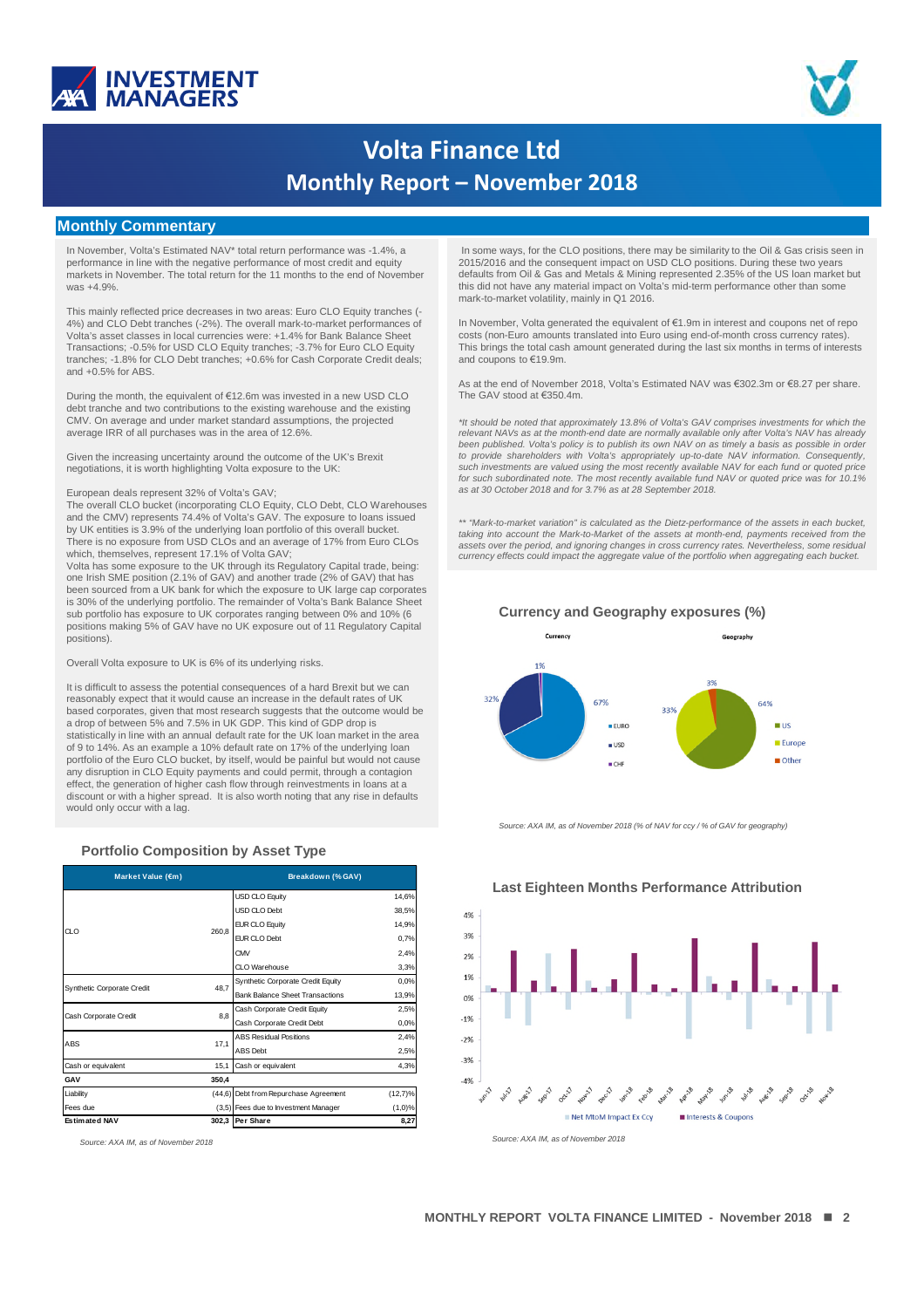# Volta Finance Ltd

## Monthly Report – November 2018

## Monthly Commentary

In November, Volta's Estimated NAV* total return performance was -1.4%, a performance in line with the negative performance of most credit and equity markets in November. The total return for the 11 months to the end of November was +4.9%.

This mainly reflected price decreases in two areas: Euro CLO Equity tranches (-4%) and CLO Debt tranches (-2%). The overall mark-to-market performances of Volta's asset classes in local currencies were: +1.4% for Bank Balance Sheet Transactions; -0.5% for USD CLO Equity tranches; -3.7% for Euro CLO Equity tranches; -1.8% for CLO Debt tranches; +0.6% for Cash Corporate Credit deals; and +0.5% for ABS.

During the month, the equivalent of €12.6m was invested in a new USD CLO debt tranche and two contributions to the existing warehouse and the existing CMV. On average and under market standard assumptions, the projected average IRR of all purchases was in the area of 12.6%.

Given the increasing uncertainty around the outcome of the UK's Brexit negotiations, it is worth highlighting Volta exposure to the UK:

European deals represent 32% of Volta's GAV;
The overall CLO bucket (incorporating CLO Equity, CLO Debt, CLO Warehouses and the CMV) represents 74.4% of Volta's GAV. The exposure to loans issued by UK entities is 3.9% of the underlying loan portfolio of this overall bucket. There is no exposure from USD CLOs and an average of 17% from Euro CLOs which, themselves, represent 17.1% of Volta GAV;
Volta has some exposure to the UK through its Regulatory Capital trade, being: one Irish SME position (2.1% of GAV) and another trade (2% of GAV) that has been sourced from a UK bank for which the exposure to UK large cap corporates is 30% of the underlying portfolio. The remainder of Volta's Bank Balance Sheet sub portfolio has exposure to UK corporates ranging between 0% and 10% (6 positions making 5% of GAV have no UK exposure out of 11 Regulatory Capital positions).

Overall Volta exposure to UK is 6% of its underlying risks.

It is difficult to assess the potential consequences of a hard Brexit but we can reasonably expect that it would cause an increase in the default rates of UK based corporates, given that most research suggests that the outcome would be a drop of between 5% and 7.5% in UK GDP. This kind of GDP drop is statistically in line with an annual default rate for the UK loan market in the area of 9 to 14%. As an example a 10% default rate on 17% of the underlying loan portfolio of the Euro CLO bucket, by itself, would be painful but would not cause any disruption in CLO Equity payments and could permit, through a contagion effect, the generation of higher cash flow through reinvestments in loans at a discount or with a higher spread. It is also worth noting that any rise in defaults would only occur with a lag.

In some ways, for the CLO positions, there may be similarity to the Oil & Gas crisis seen in 2015/2016 and the consequent impact on USD CLO positions. During these two years defaults from Oil & Gas and Metals & Mining represented 2.35% of the US loan market but this did not have any material impact on Volta's mid-term performance other than some mark-to-market volatility, mainly in Q1 2016.

In November, Volta generated the equivalent of €1.9m in interest and coupons net of repo costs (non-Euro amounts translated into Euro using end-of-month cross currency rates). This brings the total cash amount generated during the last six months in terms of interests and coupons to €19.9m.

As at the end of November 2018, Volta's Estimated NAV was €302.3m or €8.27 per share. The GAV stood at €350.4m.

*\*It should be noted that approximately 13.8% of Volta's GAV comprises investments for which the relevant NAVs as at the month-end date are normally available only after Volta's NAV has already been published. Volta's policy is to publish its own NAV on as timely a basis as possible in order to provide shareholders with Volta's appropriately up-to-date NAV information. Consequently, such investments are valued using the most recently available NAV for each fund or quoted price for such subordinated note. The most recently available fund NAV or quoted price was for 10.1% as at 30 October 2018 and for 3.7% as at 28 September 2018.*

*\*\* "Mark-to-market variation" is calculated as the Dietz-performance of the assets in each bucket, taking into account the Mark-to-Market of the assets at month-end, payments received from the assets over the period, and ignoring changes in cross currency rates. Nevertheless, some residual currency effects could impact the aggregate value of the portfolio when aggregating each bucket.*

### Currency and Geography exposures (%)

**Currency:** EURO 67%, USD 32%, CHF 1%

**Geography:** US 64%, Europe 33%, Other 3%

*Source: AXA IM, as of November 2018 (% of NAV for ccy / % of GAV for geography)*

### Portfolio Composition by Asset Type

| Market Value (€m) | | Breakdown (% GAV) | |
|---|---|---|---|
| CLO | 260,8 | USD CLO Equity | 14,6% |
| | | USD CLO Debt | 38,5% |
| | | EUR CLO Equity | 14,9% |
| | | EUR CLO Debt | 0,7% |
| | | CMV | 2,4% |
| | | CLO Warehouse | 3,3% |
| Synthetic Corporate Credit | 48,7 | Synthetic Corporate Credit Equity | 0,0% |
| | | Bank Balance Sheet Transactions | 13,9% |
| Cash Corporate Credit | 8,8 | Cash Corporate Credit Equity | 2,5% |
| | | Cash Corporate Credit Debt | 0,0% |
| ABS | 17,1 | ABS Residual Positions | 2,4% |
| | | ABS Debt | 2,5% |
| Cash or equivalent | 15,1 | Cash or equivalent | 4,3% |
| **GAV** | **350,4** | | |
| Liability | (44,6) | Debt from Repurchase Agreement | (12,7)% |
| Fees due | (3,5) | Fees due to Investment Manager | (1,0)% |
| **Estimated NAV** | **302,3** | **Per Share** | **8,27** |

*Source: AXA IM, as of November 2018*

### Last Eighteen Months Performance Attribution

Legend: Net MtoM Impact Ex Ccy; Interests & Coupons

Months: Jun-17 to Nov-18 (y-axis from -4% to 4%)

*Source: AXA IM, as of November 2018*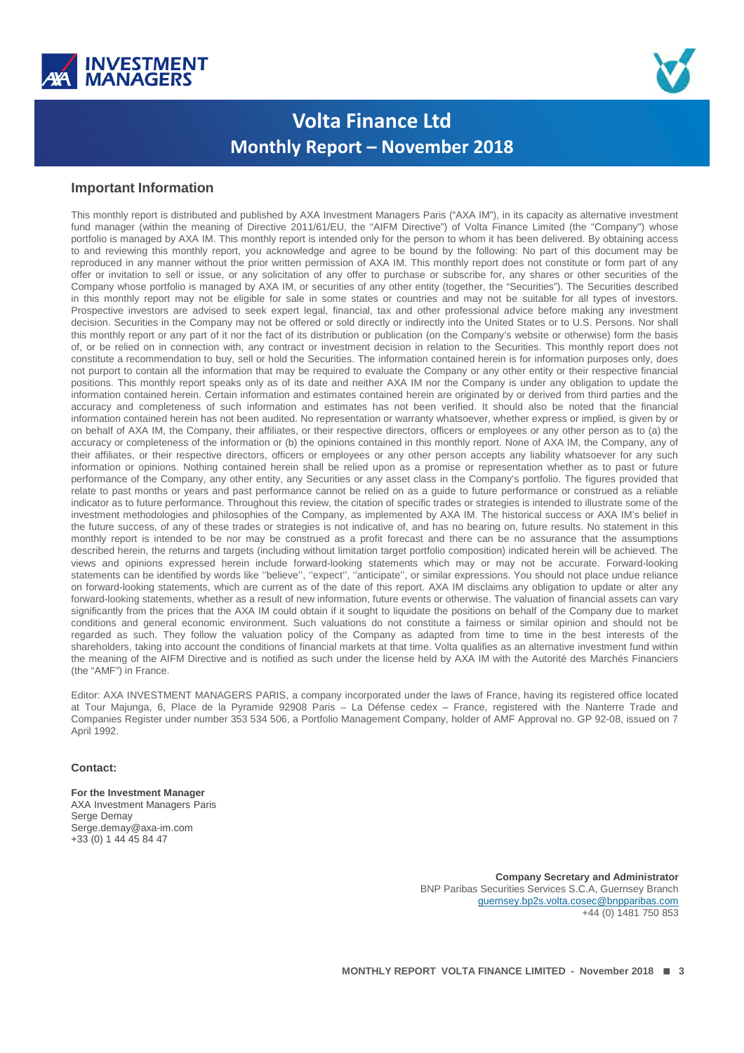# Volta Finance Ltd

## Monthly Report – November 2018

### Important Information

This monthly report is distributed and published by AXA Investment Managers Paris ("AXA IM"), in its capacity as alternative investment fund manager (within the meaning of Directive 2011/61/EU, the "AIFM Directive") of Volta Finance Limited (the "Company") whose portfolio is managed by AXA IM. This monthly report is intended only for the person to whom it has been delivered. By obtaining access to and reviewing this monthly report, you acknowledge and agree to be bound by the following: No part of this document may be reproduced in any manner without the prior written permission of AXA IM. This monthly report does not constitute or form part of any offer or invitation to sell or issue, or any solicitation of any offer to purchase or subscribe for, any shares or other securities of the Company whose portfolio is managed by AXA IM, or securities of any other entity (together, the "Securities"). The Securities described in this monthly report may not be eligible for sale in some states or countries and may not be suitable for all types of investors. Prospective investors are advised to seek expert legal, financial, tax and other professional advice before making any investment decision. Securities in the Company may not be offered or sold directly or indirectly into the United States or to U.S. Persons. Nor shall this monthly report or any part of it nor the fact of its distribution or publication (on the Company's website or otherwise) form the basis of, or be relied on in connection with, any contract or investment decision in relation to the Securities. This monthly report does not constitute a recommendation to buy, sell or hold the Securities. The information contained herein is for information purposes only, does not purport to contain all the information that may be required to evaluate the Company or any other entity or their respective financial positions. This monthly report speaks only as of its date and neither AXA IM nor the Company is under any obligation to update the information contained herein. Certain information and estimates contained herein are originated by or derived from third parties and the accuracy and completeness of such information and estimates has not been verified. It should also be noted that the financial information contained herein has not been audited. No representation or warranty whatsoever, whether express or implied, is given by or on behalf of AXA IM, the Company, their affiliates, or their respective directors, officers or employees or any other person as to (a) the accuracy or completeness of the information or (b) the opinions contained in this monthly report. None of AXA IM, the Company, any of their affiliates, or their respective directors, officers or employees or any other person accepts any liability whatsoever for any such information or opinions. Nothing contained herein shall be relied upon as a promise or representation whether as to past or future performance of the Company, any other entity, any Securities or any asset class in the Company's portfolio. The figures provided that relate to past months or years and past performance cannot be relied on as a guide to future performance or construed as a reliable indicator as to future performance. Throughout this review, the citation of specific trades or strategies is intended to illustrate some of the investment methodologies and philosophies of the Company, as implemented by AXA IM. The historical success or AXA IM's belief in the future success, of any of these trades or strategies is not indicative of, and has no bearing on, future results. No statement in this monthly report is intended to be nor may be construed as a profit forecast and there can be no assurance that the assumptions described herein, the returns and targets (including without limitation target portfolio composition) indicated herein will be achieved. The views and opinions expressed herein include forward-looking statements which may or may not be accurate. Forward-looking statements can be identified by words like ''believe'', ''expect'', ''anticipate'', or similar expressions. You should not place undue reliance on forward-looking statements, which are current as of the date of this report. AXA IM disclaims any obligation to update or alter any forward-looking statements, whether as a result of new information, future events or otherwise. The valuation of financial assets can vary significantly from the prices that the AXA IM could obtain if it sought to liquidate the positions on behalf of the Company due to market conditions and general economic environment. Such valuations do not constitute a fairness or similar opinion and should not be regarded as such. They follow the valuation policy of the Company as adapted from time to time in the best interests of the shareholders, taking into account the conditions of financial markets at that time. Volta qualifies as an alternative investment fund within the meaning of the AIFM Directive and is notified as such under the license held by AXA IM with the Autorité des Marchés Financiers (the "AMF") in France.

Editor: AXA INVESTMENT MANAGERS PARIS, a company incorporated under the laws of France, having its registered office located at Tour Majunga, 6, Place de la Pyramide 92908 Paris – La Défense cedex – France, registered with the Nanterre Trade and Companies Register under number 353 534 506, a Portfolio Management Company, holder of AMF Approval no. GP 92-08, issued on 7 April 1992.

**Contact:**

**For the Investment Manager**
AXA Investment Managers Paris
Serge Demay
Serge.demay@axa-im.com
+33 (0) 1 44 45 84 47

**Company Secretary and Administrator**
BNP Paribas Securities Services S.C.A, Guernsey Branch
guernsey.bp2s.volta.cosec@bnpparibas.com
+44 (0) 1481 750 853